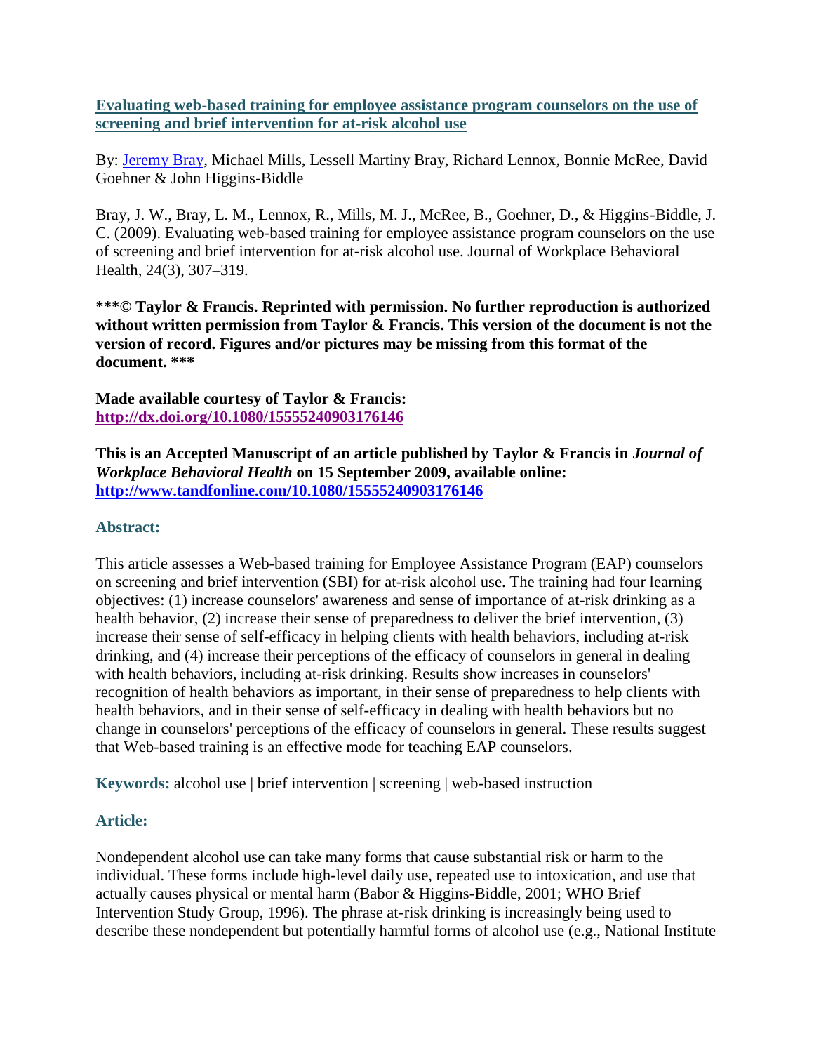**[Evaluating web-based training for employee assistance program counselors on the use of screening and brief intervention for at-risk alcohol use](http://dx.doi.org/10.1080/15555240903176146)**

By: [Jeremy Bray](#), Michael Mills, Lessell Martiny Bray, Richard Lennox, Bonnie McRee, David Goehner & John Higgins-Biddle

Bray, J. W., Bray, L. M., Lennox, R., Mills, M. J., McRee, B., Goehner, D., & Higgins-Biddle, J. C. (2009). Evaluating web-based training for employee assistance program counselors on the use of screening and brief intervention for at-risk alcohol use. Journal of Workplace Behavioral Health, 24(3), 307–319.

**\*\*\*© Taylor & Francis. Reprinted with permission. No further reproduction is authorized without written permission from Taylor & Francis. This version of the document is not the version of record. Figures and/or pictures may be missing from this format of the document. \*\*\***

**Made available courtesy of Taylor & Francis:**
**<http://dx.doi.org/10.1080/15555240903176146>**

**This is an Accepted Manuscript of an article published by Taylor & Francis in *Journal of Workplace Behavioral Health* on 15 September 2009, available online: <http://www.tandfonline.com/10.1080/15555240903176146>**

## Abstract:

This article assesses a Web-based training for Employee Assistance Program (EAP) counselors on screening and brief intervention (SBI) for at-risk alcohol use. The training had four learning objectives: (1) increase counselors' awareness and sense of importance of at-risk drinking as a health behavior, (2) increase their sense of preparedness to deliver the brief intervention, (3) increase their sense of self-efficacy in helping clients with health behaviors, including at-risk drinking, and (4) increase their perceptions of the efficacy of counselors in general in dealing with health behaviors, including at-risk drinking. Results show increases in counselors' recognition of health behaviors as important, in their sense of preparedness to help clients with health behaviors, and in their sense of self-efficacy in dealing with health behaviors but no change in counselors' perceptions of the efficacy of counselors in general. These results suggest that Web-based training is an effective mode for teaching EAP counselors.

**Keywords:** alcohol use | brief intervention | screening | web-based instruction

## Article:

Nondependent alcohol use can take many forms that cause substantial risk or harm to the individual. These forms include high-level daily use, repeated use to intoxication, and use that actually causes physical or mental harm (Babor & Higgins-Biddle, 2001; WHO Brief Intervention Study Group, 1996). The phrase at-risk drinking is increasingly being used to describe these nondependent but potentially harmful forms of alcohol use (e.g., National Institute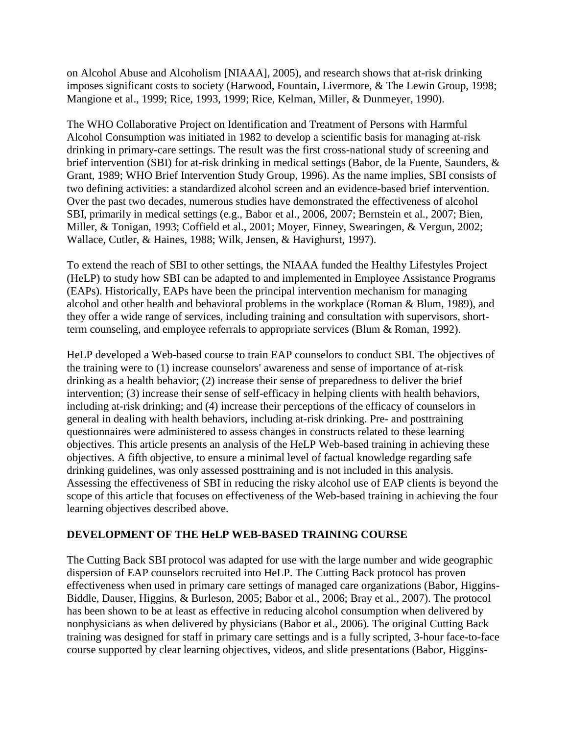on Alcohol Abuse and Alcoholism [NIAAA], 2005), and research shows that at-risk drinking imposes significant costs to society (Harwood, Fountain, Livermore, & The Lewin Group, 1998; Mangione et al., 1999; Rice, 1993, 1999; Rice, Kelman, Miller, & Dunmeyer, 1990).

The WHO Collaborative Project on Identification and Treatment of Persons with Harmful Alcohol Consumption was initiated in 1982 to develop a scientific basis for managing at-risk drinking in primary-care settings. The result was the first cross-national study of screening and brief intervention (SBI) for at-risk drinking in medical settings (Babor, de la Fuente, Saunders, & Grant, 1989; WHO Brief Intervention Study Group, 1996). As the name implies, SBI consists of two defining activities: a standardized alcohol screen and an evidence-based brief intervention. Over the past two decades, numerous studies have demonstrated the effectiveness of alcohol SBI, primarily in medical settings (e.g., Babor et al., 2006, 2007; Bernstein et al., 2007; Bien, Miller, & Tonigan, 1993; Coffield et al., 2001; Moyer, Finney, Swearingen, & Vergun, 2002; Wallace, Cutler, & Haines, 1988; Wilk, Jensen, & Havighurst, 1997).

To extend the reach of SBI to other settings, the NIAAA funded the Healthy Lifestyles Project (HeLP) to study how SBI can be adapted to and implemented in Employee Assistance Programs (EAPs). Historically, EAPs have been the principal intervention mechanism for managing alcohol and other health and behavioral problems in the workplace (Roman & Blum, 1989), and they offer a wide range of services, including training and consultation with supervisors, short-term counseling, and employee referrals to appropriate services (Blum & Roman, 1992).

HeLP developed a Web-based course to train EAP counselors to conduct SBI. The objectives of the training were to (1) increase counselors' awareness and sense of importance of at-risk drinking as a health behavior; (2) increase their sense of preparedness to deliver the brief intervention; (3) increase their sense of self-efficacy in helping clients with health behaviors, including at-risk drinking; and (4) increase their perceptions of the efficacy of counselors in general in dealing with health behaviors, including at-risk drinking. Pre- and posttraining questionnaires were administered to assess changes in constructs related to these learning objectives. This article presents an analysis of the HeLP Web-based training in achieving these objectives. A fifth objective, to ensure a minimal level of factual knowledge regarding safe drinking guidelines, was only assessed posttraining and is not included in this analysis. Assessing the effectiveness of SBI in reducing the risky alcohol use of EAP clients is beyond the scope of this article that focuses on effectiveness of the Web-based training in achieving the four learning objectives described above.

## DEVELOPMENT OF THE HeLP WEB-BASED TRAINING COURSE

The Cutting Back SBI protocol was adapted for use with the large number and wide geographic dispersion of EAP counselors recruited into HeLP. The Cutting Back protocol has proven effectiveness when used in primary care settings of managed care organizations (Babor, Higgins-Biddle, Dauser, Higgins, & Burleson, 2005; Babor et al., 2006; Bray et al., 2007). The protocol has been shown to be at least as effective in reducing alcohol consumption when delivered by nonphysicians as when delivered by physicians (Babor et al., 2006). The original Cutting Back training was designed for staff in primary care settings and is a fully scripted, 3-hour face-to-face course supported by clear learning objectives, videos, and slide presentations (Babor, Higgins-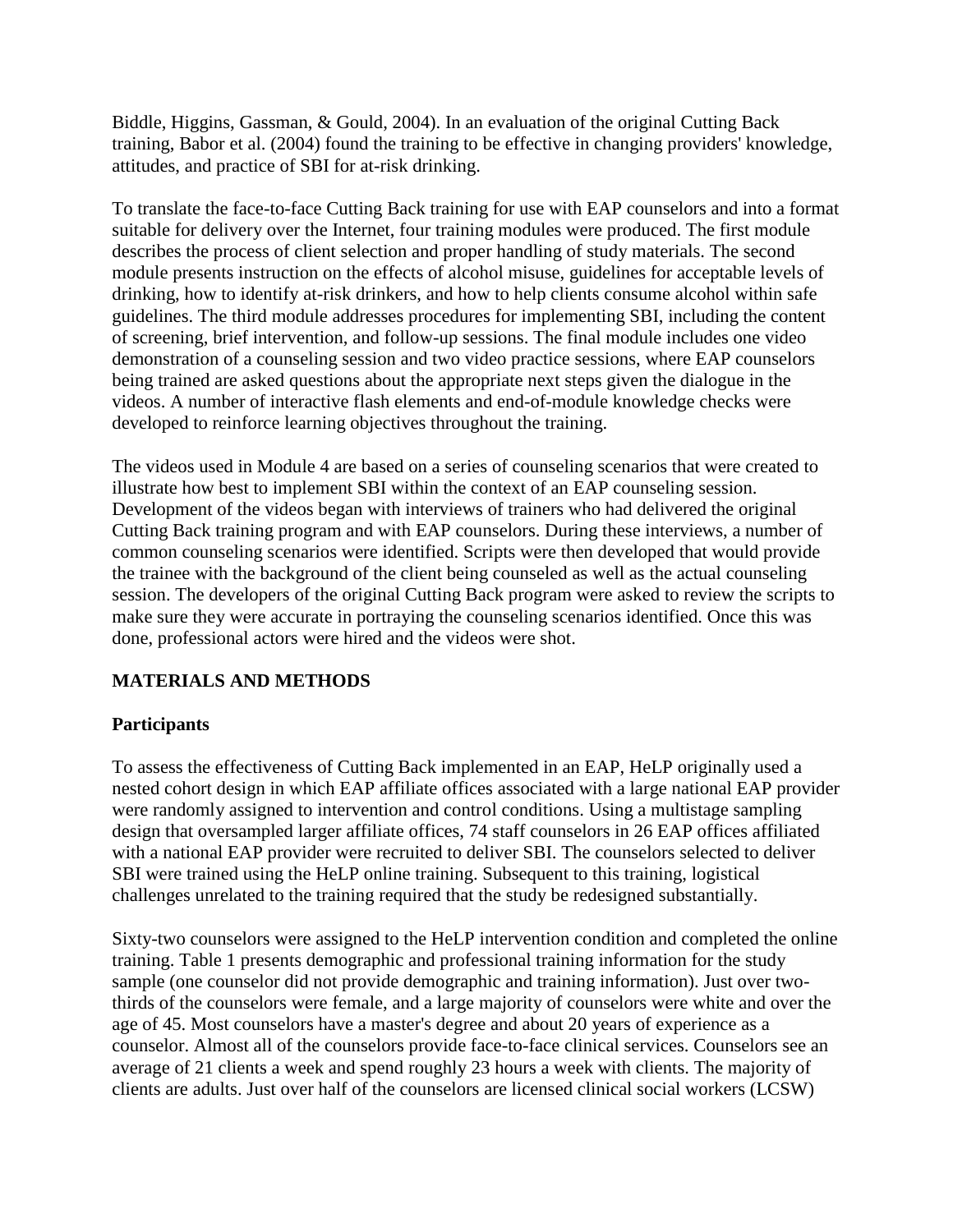Biddle, Higgins, Gassman, & Gould, 2004). In an evaluation of the original Cutting Back training, Babor et al. (2004) found the training to be effective in changing providers' knowledge, attitudes, and practice of SBI for at-risk drinking.

To translate the face-to-face Cutting Back training for use with EAP counselors and into a format suitable for delivery over the Internet, four training modules were produced. The first module describes the process of client selection and proper handling of study materials. The second module presents instruction on the effects of alcohol misuse, guidelines for acceptable levels of drinking, how to identify at-risk drinkers, and how to help clients consume alcohol within safe guidelines. The third module addresses procedures for implementing SBI, including the content of screening, brief intervention, and follow-up sessions. The final module includes one video demonstration of a counseling session and two video practice sessions, where EAP counselors being trained are asked questions about the appropriate next steps given the dialogue in the videos. A number of interactive flash elements and end-of-module knowledge checks were developed to reinforce learning objectives throughout the training.

The videos used in Module 4 are based on a series of counseling scenarios that were created to illustrate how best to implement SBI within the context of an EAP counseling session. Development of the videos began with interviews of trainers who had delivered the original Cutting Back training program and with EAP counselors. During these interviews, a number of common counseling scenarios were identified. Scripts were then developed that would provide the trainee with the background of the client being counseled as well as the actual counseling session. The developers of the original Cutting Back program were asked to review the scripts to make sure they were accurate in portraying the counseling scenarios identified. Once this was done, professional actors were hired and the videos were shot.

## MATERIALS AND METHODS

### Participants

To assess the effectiveness of Cutting Back implemented in an EAP, HeLP originally used a nested cohort design in which EAP affiliate offices associated with a large national EAP provider were randomly assigned to intervention and control conditions. Using a multistage sampling design that oversampled larger affiliate offices, 74 staff counselors in 26 EAP offices affiliated with a national EAP provider were recruited to deliver SBI. The counselors selected to deliver SBI were trained using the HeLP online training. Subsequent to this training, logistical challenges unrelated to the training required that the study be redesigned substantially.

Sixty-two counselors were assigned to the HeLP intervention condition and completed the online training. Table 1 presents demographic and professional training information for the study sample (one counselor did not provide demographic and training information). Just over two-thirds of the counselors were female, and a large majority of counselors were white and over the age of 45. Most counselors have a master's degree and about 20 years of experience as a counselor. Almost all of the counselors provide face-to-face clinical services. Counselors see an average of 21 clients a week and spend roughly 23 hours a week with clients. The majority of clients are adults. Just over half of the counselors are licensed clinical social workers (LCSW)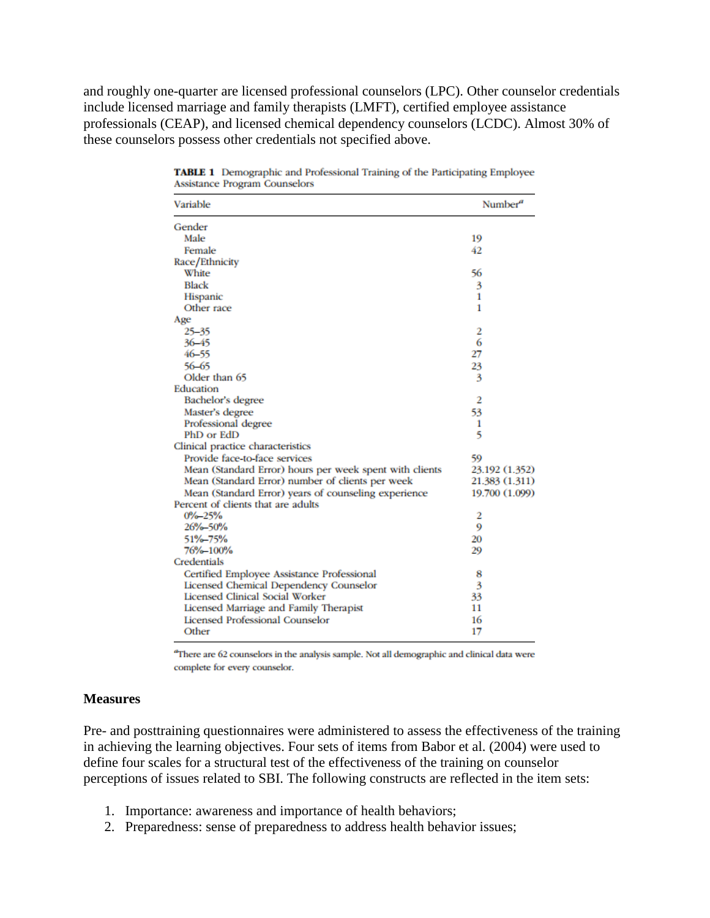and roughly one-quarter are licensed professional counselors (LPC). Other counselor credentials include licensed marriage and family therapists (LMFT), certified employee assistance professionals (CEAP), and licensed chemical dependency counselors (LCDC). Almost 30% of these counselors possess other credentials not specified above.

**TABLE 1** Demographic and Professional Training of the Participating Employee Assistance Program Counselors

| Variable | Number[a] |
|---|---|
| Gender | |
| Male | 19 |
| Female | 42 |
| Race/Ethnicity | |
| White | 56 |
| Black | 3 |
| Hispanic | 1 |
| Other race | 1 |
| Age | |
| 25–35 | 2 |
| 36–45 | 6 |
| 46–55 | 27 |
| 56–65 | 23 |
| Older than 65 | 3 |
| Education | |
| Bachelor's degree | 2 |
| Master's degree | 53 |
| Professional degree | 1 |
| PhD or EdD | 5 |
| Clinical practice characteristics | |
| Provide face-to-face services | 59 |
| Mean (Standard Error) hours per week spent with clients | 23.192 (1.352) |
| Mean (Standard Error) number of clients per week | 21.383 (1.311) |
| Mean (Standard Error) years of counseling experience | 19.700 (1.099) |
| Percent of clients that are adults | |
| 0%–25% | 2 |
| 26%–50% | 9 |
| 51%–75% | 20 |
| 76%–100% | 29 |
| Credentials | |
| Certified Employee Assistance Professional | 8 |
| Licensed Chemical Dependency Counselor | 3 |
| Licensed Clinical Social Worker | 33 |
| Licensed Marriage and Family Therapist | 11 |
| Licensed Professional Counselor | 16 |
| Other | 17 |

[a]There are 62 counselors in the analysis sample. Not all demographic and clinical data were complete for every counselor.

### Measures

Pre- and posttraining questionnaires were administered to assess the effectiveness of the training in achieving the learning objectives. Four sets of items from Babor et al. (2004) were used to define four scales for a structural test of the effectiveness of the training on counselor perceptions of issues related to SBI. The following constructs are reflected in the item sets:

1. Importance: awareness and importance of health behaviors;
2. Preparedness: sense of preparedness to address health behavior issues;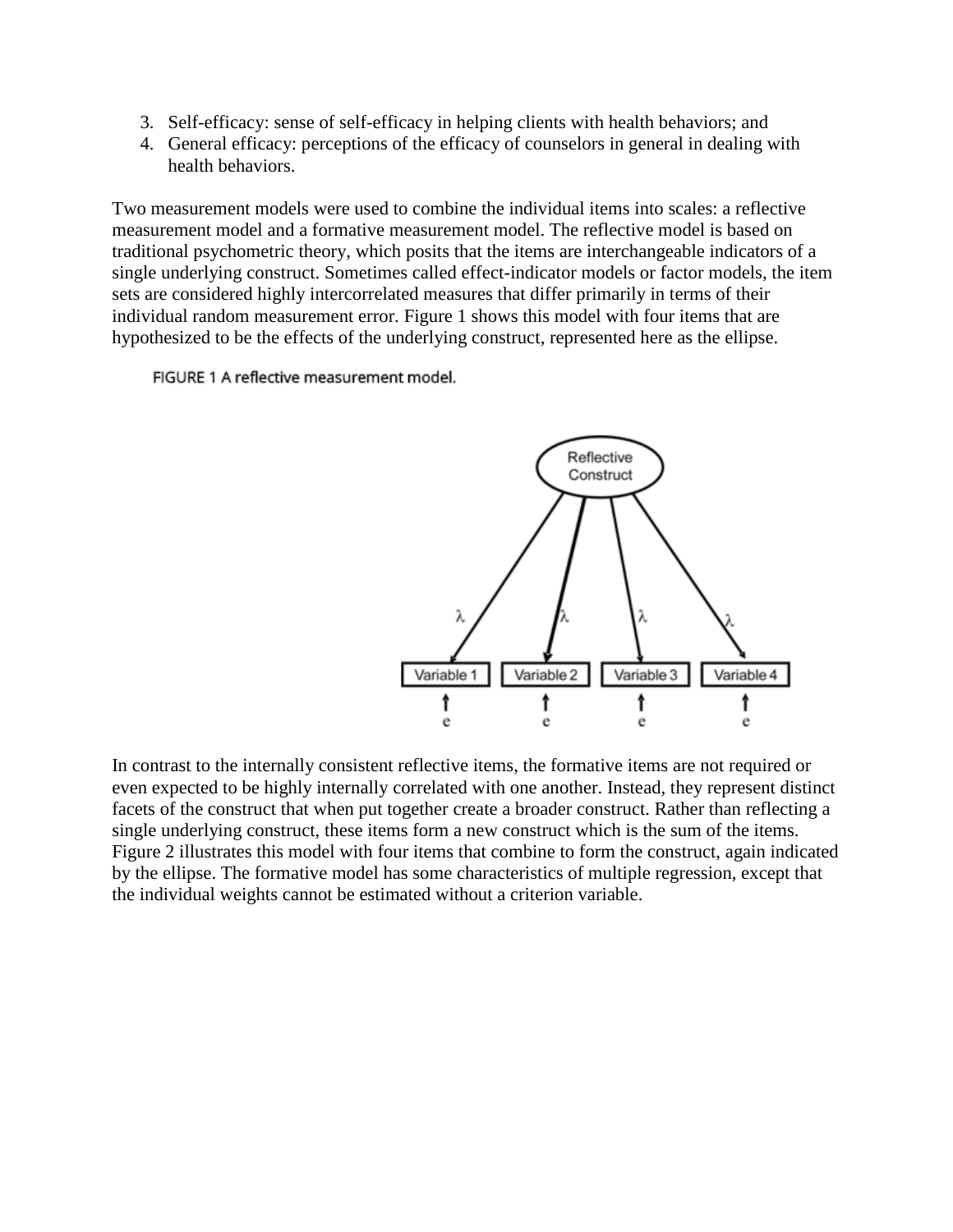3. Self-efficacy: sense of self-efficacy in helping clients with health behaviors; and
4. General efficacy: perceptions of the efficacy of counselors in general in dealing with health behaviors.

Two measurement models were used to combine the individual items into scales: a reflective measurement model and a formative measurement model. The reflective model is based on traditional psychometric theory, which posits that the items are interchangeable indicators of a single underlying construct. Sometimes called effect-indicator models or factor models, the item sets are considered highly intercorrelated measures that differ primarily in terms of their individual random measurement error. Figure 1 shows this model with four items that are hypothesized to be the effects of the underlying construct, represented here as the ellipse.

FIGURE 1 A reflective measurement model.

In contrast to the internally consistent reflective items, the formative items are not required or even expected to be highly internally correlated with one another. Instead, they represent distinct facets of the construct that when put together create a broader construct. Rather than reflecting a single underlying construct, these items form a new construct which is the sum of the items. Figure 2 illustrates this model with four items that combine to form the construct, again indicated by the ellipse. The formative model has some characteristics of multiple regression, except that the individual weights cannot be estimated without a criterion variable.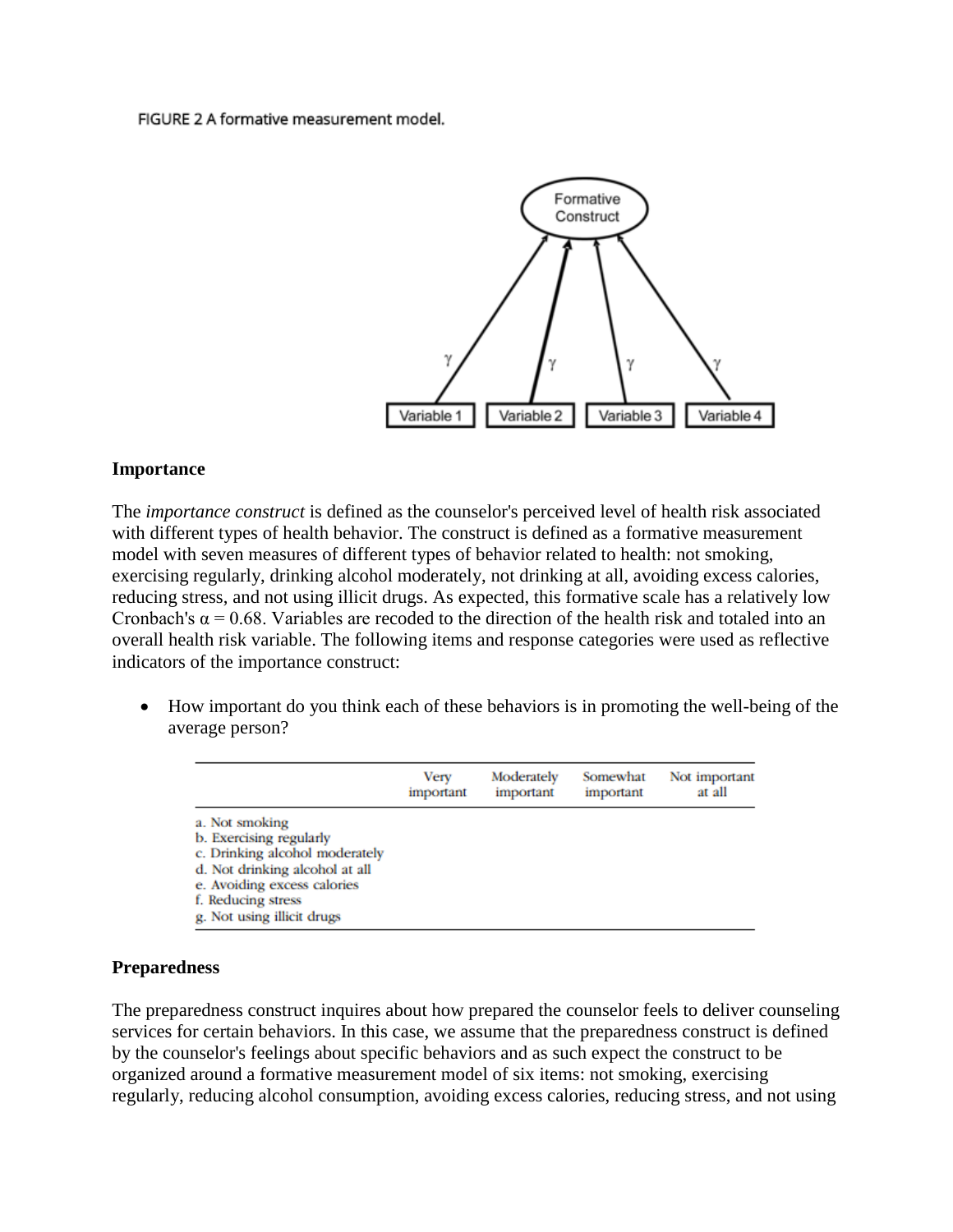FIGURE 2 A formative measurement model.

### Importance

The *importance construct* is defined as the counselor's perceived level of health risk associated with different types of health behavior. The construct is defined as a formative measurement model with seven measures of different types of behavior related to health: not smoking, exercising regularly, drinking alcohol moderately, not drinking at all, avoiding excess calories, reducing stress, and not using illicit drugs. As expected, this formative scale has a relatively low Cronbach's $\alpha = 0.68$. Variables are recoded to the direction of the health risk and totaled into an overall health risk variable. The following items and response categories were used as reflective indicators of the importance construct:

- How important do you think each of these behaviors is in promoting the well-being of the average person?

| | Very important | Moderately important | Somewhat important | Not important at all |
|---|---|---|---|---|
| a. Not smoking | | | | |
| b. Exercising regularly | | | | |
| c. Drinking alcohol moderately | | | | |
| d. Not drinking alcohol at all | | | | |
| e. Avoiding excess calories | | | | |
| f. Reducing stress | | | | |
| g. Not using illicit drugs | | | | |

### Preparedness

The preparedness construct inquires about how prepared the counselor feels to deliver counseling services for certain behaviors. In this case, we assume that the preparedness construct is defined by the counselor's feelings about specific behaviors and as such expect the construct to be organized around a formative measurement model of six items: not smoking, exercising regularly, reducing alcohol consumption, avoiding excess calories, reducing stress, and not using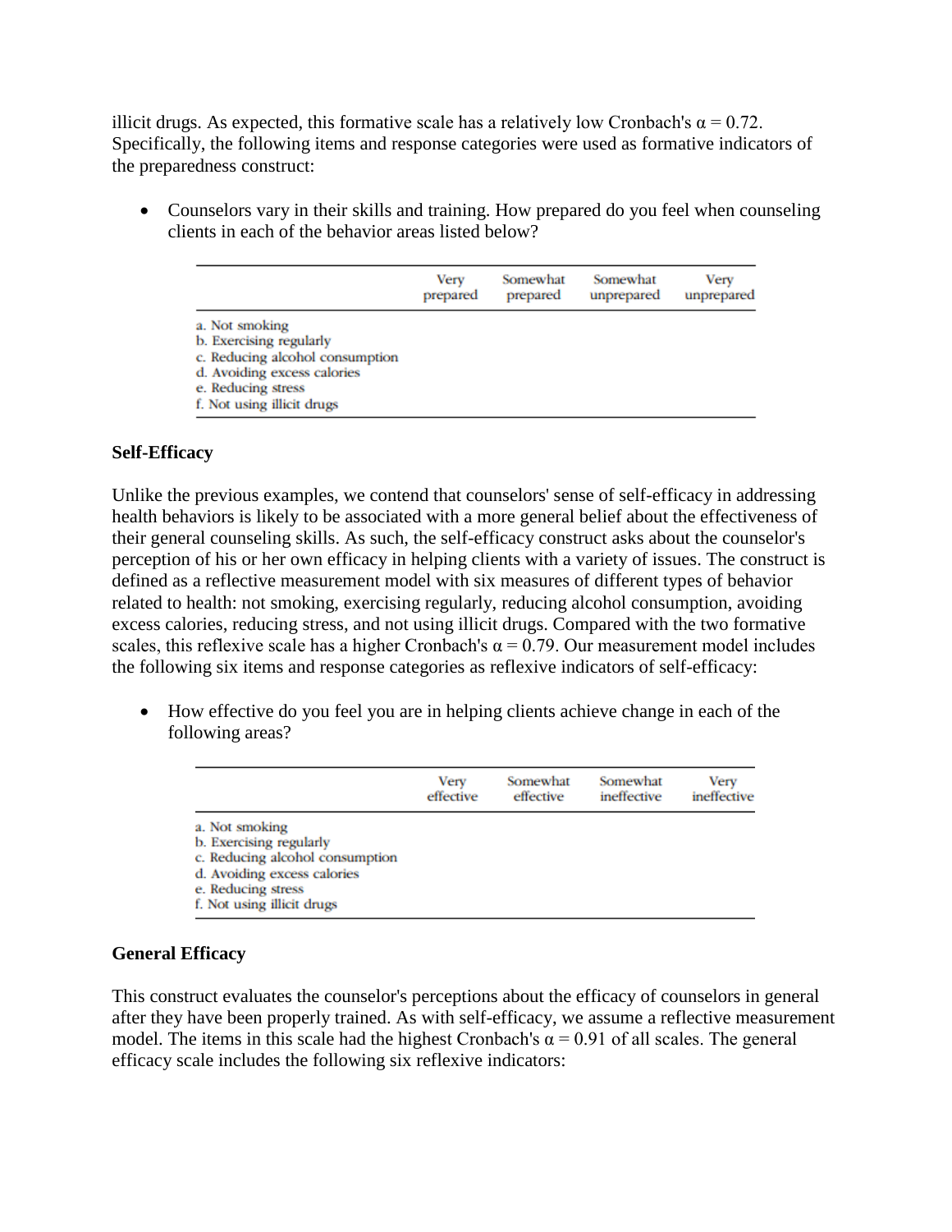illicit drugs. As expected, this formative scale has a relatively low Cronbach's α = 0.72. Specifically, the following items and response categories were used as formative indicators of the preparedness construct:

- Counselors vary in their skills and training. How prepared do you feel when counseling clients in each of the behavior areas listed below?

| | Very prepared | Somewhat prepared | Somewhat unprepared | Very unprepared |
|---|---|---|---|---|
| a. Not smoking | | | | |
| b. Exercising regularly | | | | |
| c. Reducing alcohol consumption | | | | |
| d. Avoiding excess calories | | | | |
| e. Reducing stress | | | | |
| f. Not using illicit drugs | | | | |

**Self-Efficacy**

Unlike the previous examples, we contend that counselors' sense of self-efficacy in addressing health behaviors is likely to be associated with a more general belief about the effectiveness of their general counseling skills. As such, the self-efficacy construct asks about the counselor's perception of his or her own efficacy in helping clients with a variety of issues. The construct is defined as a reflective measurement model with six measures of different types of behavior related to health: not smoking, exercising regularly, reducing alcohol consumption, avoiding excess calories, reducing stress, and not using illicit drugs. Compared with the two formative scales, this reflexive scale has a higher Cronbach's α = 0.79. Our measurement model includes the following six items and response categories as reflexive indicators of self-efficacy:

- How effective do you feel you are in helping clients achieve change in each of the following areas?

| | Very effective | Somewhat effective | Somewhat ineffective | Very ineffective |
|---|---|---|---|---|
| a. Not smoking | | | | |
| b. Exercising regularly | | | | |
| c. Reducing alcohol consumption | | | | |
| d. Avoiding excess calories | | | | |
| e. Reducing stress | | | | |
| f. Not using illicit drugs | | | | |

**General Efficacy**

This construct evaluates the counselor's perceptions about the efficacy of counselors in general after they have been properly trained. As with self-efficacy, we assume a reflective measurement model. The items in this scale had the highest Cronbach's α = 0.91 of all scales. The general efficacy scale includes the following six reflexive indicators: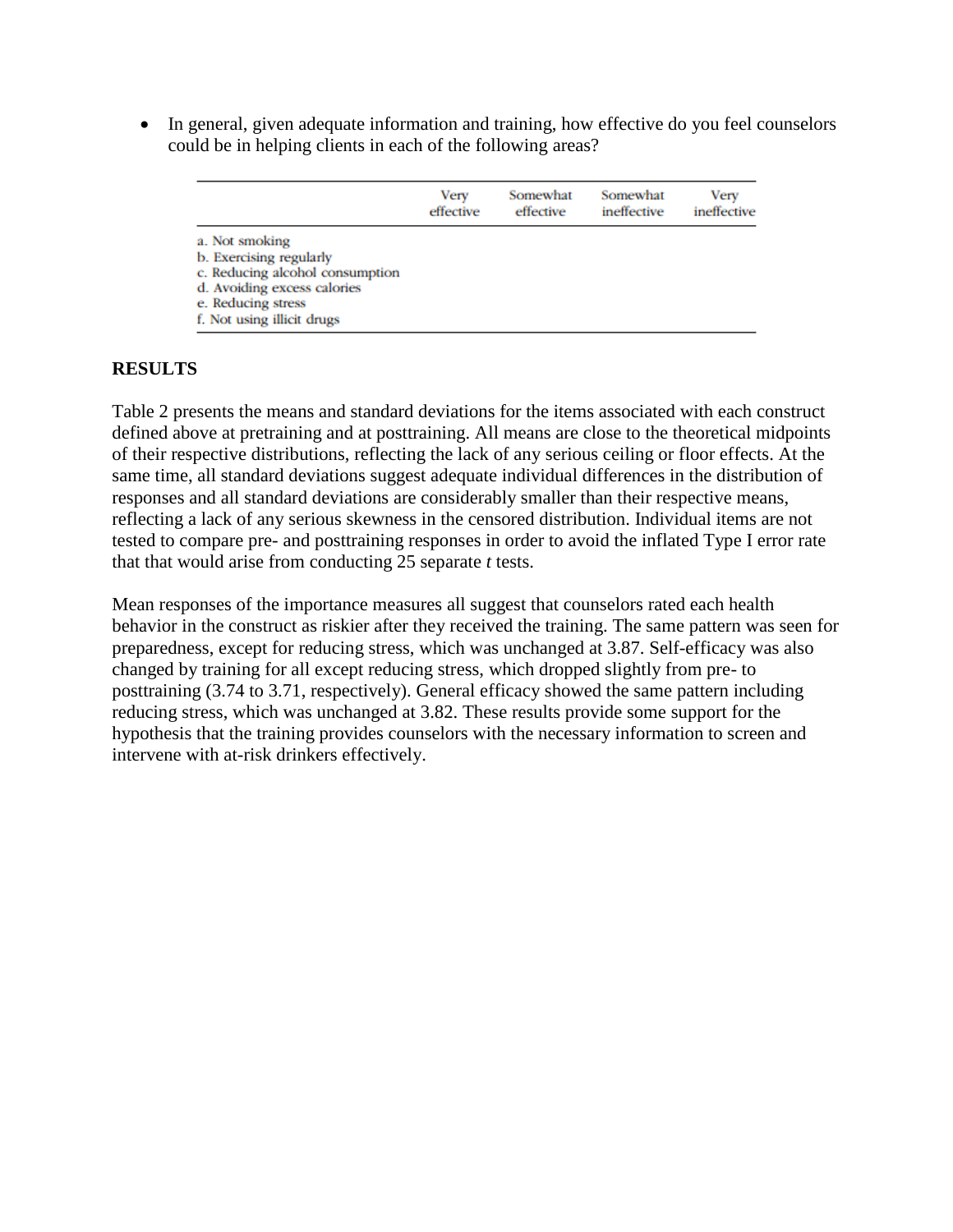- In general, given adequate information and training, how effective do you feel counselors could be in helping clients in each of the following areas?

| | Very effective | Somewhat effective | Somewhat ineffective | Very ineffective |
|---|---|---|---|---|
| a. Not smoking | | | | |
| b. Exercising regularly | | | | |
| c. Reducing alcohol consumption | | | | |
| d. Avoiding excess calories | | | | |
| e. Reducing stress | | | | |
| f. Not using illicit drugs | | | | |

**RESULTS**

Table 2 presents the means and standard deviations for the items associated with each construct defined above at pretraining and at posttraining. All means are close to the theoretical midpoints of their respective distributions, reflecting the lack of any serious ceiling or floor effects. At the same time, all standard deviations suggest adequate individual differences in the distribution of responses and all standard deviations are considerably smaller than their respective means, reflecting a lack of any serious skewness in the censored distribution. Individual items are not tested to compare pre- and posttraining responses in order to avoid the inflated Type I error rate that that would arise from conducting 25 separate *t* tests.

Mean responses of the importance measures all suggest that counselors rated each health behavior in the construct as riskier after they received the training. The same pattern was seen for preparedness, except for reducing stress, which was unchanged at 3.87. Self-efficacy was also changed by training for all except reducing stress, which dropped slightly from pre- to posttraining (3.74 to 3.71, respectively). General efficacy showed the same pattern including reducing stress, which was unchanged at 3.82. These results provide some support for the hypothesis that the training provides counselors with the necessary information to screen and intervene with at-risk drinkers effectively.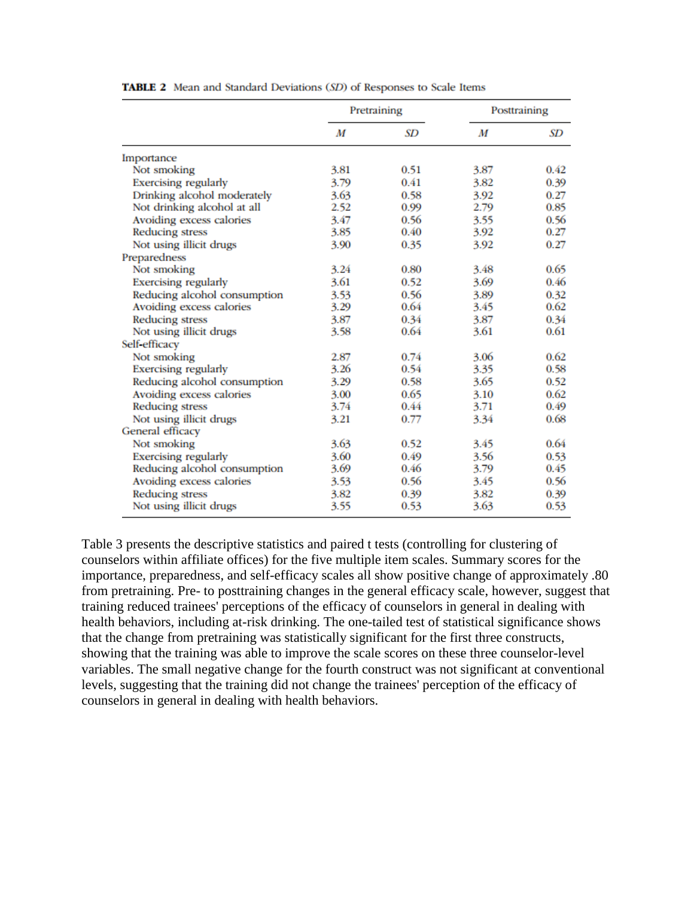**TABLE 2** Mean and Standard Deviations (*SD*) of Responses to Scale Items

| | Pretraining | | Posttraining | |
|---|---|---|---|---|
| | *M* | *SD* | *M* | *SD* |
| Importance | | | | |
| Not smoking | 3.81 | 0.51 | 3.87 | 0.42 |
| Exercising regularly | 3.79 | 0.41 | 3.82 | 0.39 |
| Drinking alcohol moderately | 3.63 | 0.58 | 3.92 | 0.27 |
| Not drinking alcohol at all | 2.52 | 0.99 | 2.79 | 0.85 |
| Avoiding excess calories | 3.47 | 0.56 | 3.55 | 0.56 |
| Reducing stress | 3.85 | 0.40 | 3.92 | 0.27 |
| Not using illicit drugs | 3.90 | 0.35 | 3.92 | 0.27 |
| Preparedness | | | | |
| Not smoking | 3.24 | 0.80 | 3.48 | 0.65 |
| Exercising regularly | 3.61 | 0.52 | 3.69 | 0.46 |
| Reducing alcohol consumption | 3.53 | 0.56 | 3.89 | 0.32 |
| Avoiding excess calories | 3.29 | 0.64 | 3.45 | 0.62 |
| Reducing stress | 3.87 | 0.34 | 3.87 | 0.34 |
| Not using illicit drugs | 3.58 | 0.64 | 3.61 | 0.61 |
| Self-efficacy | | | | |
| Not smoking | 2.87 | 0.74 | 3.06 | 0.62 |
| Exercising regularly | 3.26 | 0.54 | 3.35 | 0.58 |
| Reducing alcohol consumption | 3.29 | 0.58 | 3.65 | 0.52 |
| Avoiding excess calories | 3.00 | 0.65 | 3.10 | 0.62 |
| Reducing stress | 3.74 | 0.44 | 3.71 | 0.49 |
| Not using illicit drugs | 3.21 | 0.77 | 3.34 | 0.68 |
| General efficacy | | | | |
| Not smoking | 3.63 | 0.52 | 3.45 | 0.64 |
| Exercising regularly | 3.60 | 0.49 | 3.56 | 0.53 |
| Reducing alcohol consumption | 3.69 | 0.46 | 3.79 | 0.45 |
| Avoiding excess calories | 3.53 | 0.56 | 3.45 | 0.56 |
| Reducing stress | 3.82 | 0.39 | 3.82 | 0.39 |
| Not using illicit drugs | 3.55 | 0.53 | 3.63 | 0.53 |

Table 3 presents the descriptive statistics and paired t tests (controlling for clustering of counselors within affiliate offices) for the five multiple item scales. Summary scores for the importance, preparedness, and self-efficacy scales all show positive change of approximately .80 from pretraining. Pre- to posttraining changes in the general efficacy scale, however, suggest that training reduced trainees' perceptions of the efficacy of counselors in general in dealing with health behaviors, including at-risk drinking. The one-tailed test of statistical significance shows that the change from pretraining was statistically significant for the first three constructs, showing that the training was able to improve the scale scores on these three counselor-level variables. The small negative change for the fourth construct was not significant at conventional levels, suggesting that the training did not change the trainees' perception of the efficacy of counselors in general in dealing with health behaviors.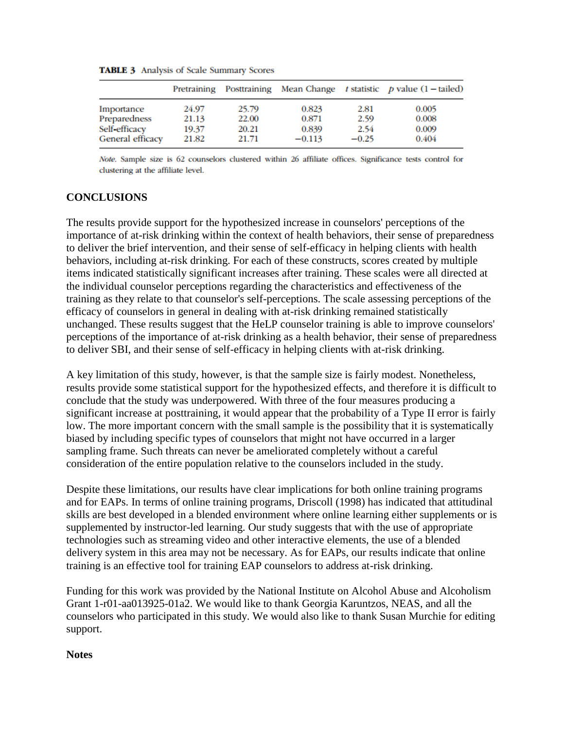**TABLE 3** Analysis of Scale Summary Scores

| | Pretraining | Posttraining | Mean Change | $t$ statistic | $p$ value (1 − tailed) |
|---|---|---|---|---|---|
| Importance | 24.97 | 25.79 | 0.823 | 2.81 | 0.005 |
| Preparedness | 21.13 | 22.00 | 0.871 | 2.59 | 0.008 |
| Self-efficacy | 19.37 | 20.21 | 0.839 | 2.54 | 0.009 |
| General efficacy | 21.82 | 21.71 | −0.113 | −0.25 | 0.404 |

*Note.* Sample size is 62 counselors clustered within 26 affiliate offices. Significance tests control for clustering at the affiliate level.

## CONCLUSIONS

The results provide support for the hypothesized increase in counselors' perceptions of the importance of at-risk drinking within the context of health behaviors, their sense of preparedness to deliver the brief intervention, and their sense of self-efficacy in helping clients with health behaviors, including at-risk drinking. For each of these constructs, scores created by multiple items indicated statistically significant increases after training. These scales were all directed at the individual counselor perceptions regarding the characteristics and effectiveness of the training as they relate to that counselor's self-perceptions. The scale assessing perceptions of the efficacy of counselors in general in dealing with at-risk drinking remained statistically unchanged. These results suggest that the HeLP counselor training is able to improve counselors' perceptions of the importance of at-risk drinking as a health behavior, their sense of preparedness to deliver SBI, and their sense of self-efficacy in helping clients with at-risk drinking.

A key limitation of this study, however, is that the sample size is fairly modest. Nonetheless, results provide some statistical support for the hypothesized effects, and therefore it is difficult to conclude that the study was underpowered. With three of the four measures producing a significant increase at posttraining, it would appear that the probability of a Type II error is fairly low. The more important concern with the small sample is the possibility that it is systematically biased by including specific types of counselors that might not have occurred in a larger sampling frame. Such threats can never be ameliorated completely without a careful consideration of the entire population relative to the counselors included in the study.

Despite these limitations, our results have clear implications for both online training programs and for EAPs. In terms of online training programs, Driscoll (1998) has indicated that attitudinal skills are best developed in a blended environment where online learning either supplements or is supplemented by instructor-led learning. Our study suggests that with the use of appropriate technologies such as streaming video and other interactive elements, the use of a blended delivery system in this area may not be necessary. As for EAPs, our results indicate that online training is an effective tool for training EAP counselors to address at-risk drinking.

Funding for this work was provided by the National Institute on Alcohol Abuse and Alcoholism Grant 1-r01-aa013925-01a2. We would like to thank Georgia Karuntzos, NEAS, and all the counselors who participated in this study. We would also like to thank Susan Murchie for editing support.

**Notes**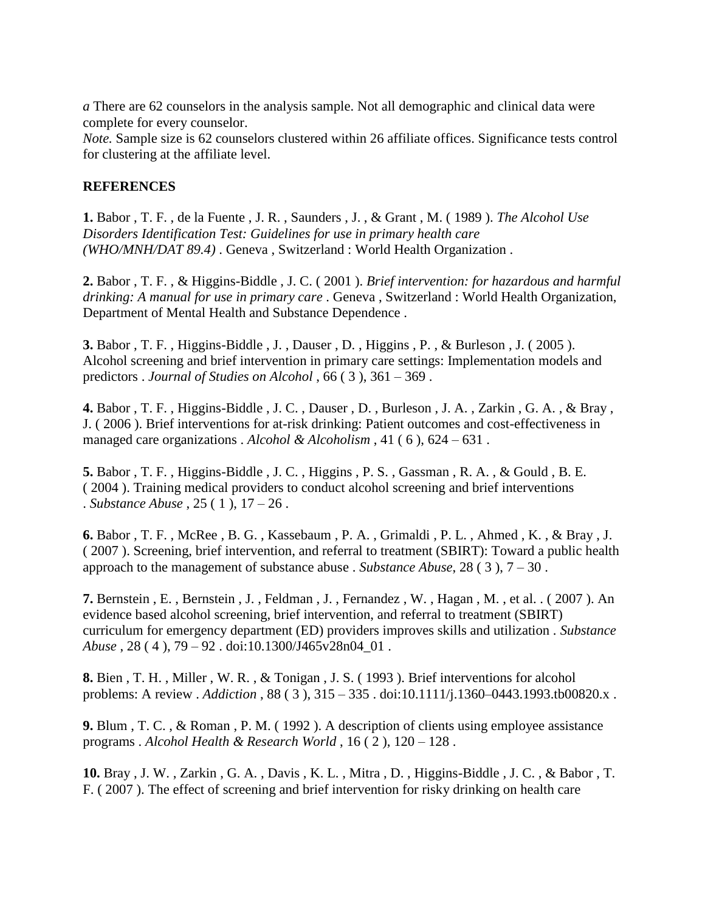*a* There are 62 counselors in the analysis sample. Not all demographic and clinical data were complete for every counselor.
*Note.* Sample size is 62 counselors clustered within 26 affiliate offices. Significance tests control for clustering at the affiliate level.

**REFERENCES**

**1.** Babor , T. F. , de la Fuente , J. R. , Saunders , J. , & Grant , M. ( 1989 ). *The Alcohol Use Disorders Identification Test: Guidelines for use in primary health care (WHO/MNH/DAT 89.4)* . Geneva , Switzerland : World Health Organization .

**2.** Babor , T. F. , & Higgins-Biddle , J. C. ( 2001 ). *Brief intervention: for hazardous and harmful drinking: A manual for use in primary care* . Geneva , Switzerland : World Health Organization, Department of Mental Health and Substance Dependence .

**3.** Babor , T. F. , Higgins-Biddle , J. , Dauser , D. , Higgins , P. , & Burleson , J. ( 2005 ). Alcohol screening and brief intervention in primary care settings: Implementation models and predictors . *Journal of Studies on Alcohol* , 66 ( 3 ), 361 – 369 .

**4.** Babor , T. F. , Higgins-Biddle , J. C. , Dauser , D. , Burleson , J. A. , Zarkin , G. A. , & Bray , J. ( 2006 ). Brief interventions for at-risk drinking: Patient outcomes and cost-effectiveness in managed care organizations . *Alcohol & Alcoholism* , 41 ( 6 ), 624 – 631 .

**5.** Babor , T. F. , Higgins-Biddle , J. C. , Higgins , P. S. , Gassman , R. A. , & Gould , B. E. ( 2004 ). Training medical providers to conduct alcohol screening and brief interventions . *Substance Abuse* , 25 ( 1 ), 17 – 26 .

**6.** Babor , T. F. , McRee , B. G. , Kassebaum , P. A. , Grimaldi , P. L. , Ahmed , K. , & Bray , J. ( 2007 ). Screening, brief intervention, and referral to treatment (SBIRT): Toward a public health approach to the management of substance abuse . *Substance Abuse*, 28 ( 3 ), 7 – 30 .

**7.** Bernstein , E. , Bernstein , J. , Feldman , J. , Fernandez , W. , Hagan , M. , et al. . ( 2007 ). An evidence based alcohol screening, brief intervention, and referral to treatment (SBIRT) curriculum for emergency department (ED) providers improves skills and utilization . *Substance Abuse* , 28 ( 4 ), 79 – 92 . doi:10.1300/J465v28n04_01 .

**8.** Bien , T. H. , Miller , W. R. , & Tonigan , J. S. ( 1993 ). Brief interventions for alcohol problems: A review . *Addiction* , 88 ( 3 ), 315 – 335 . doi:10.1111/j.1360–0443.1993.tb00820.x .

**9.** Blum , T. C. , & Roman , P. M. ( 1992 ). A description of clients using employee assistance programs . *Alcohol Health & Research World* , 16 ( 2 ), 120 – 128 .

**10.** Bray , J. W. , Zarkin , G. A. , Davis , K. L. , Mitra , D. , Higgins-Biddle , J. C. , & Babor , T. F. ( 2007 ). The effect of screening and brief intervention for risky drinking on health care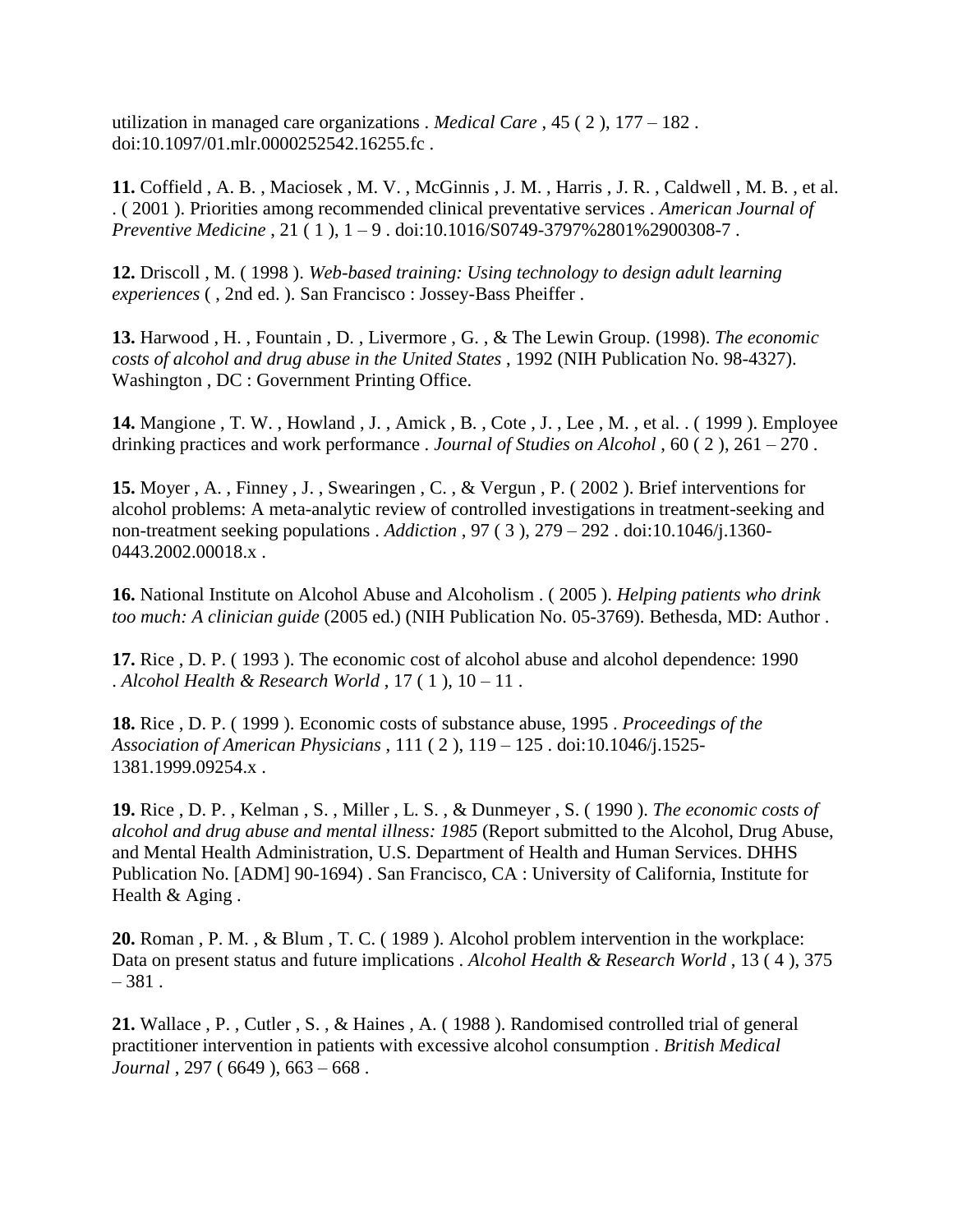utilization in managed care organizations . *Medical Care* , 45 ( 2 ), 177 – 182 . doi:10.1097/01.mlr.0000252542.16255.fc .

**11.** Coffield , A. B. , Maciosek , M. V. , McGinnis , J. M. , Harris , J. R. , Caldwell , M. B. , et al. . ( 2001 ). Priorities among recommended clinical preventative services . *American Journal of Preventive Medicine* , 21 ( 1 ), 1 – 9 . doi:10.1016/S0749-3797%2801%2900308-7 .

**12.** Driscoll , M. ( 1998 ). *Web-based training: Using technology to design adult learning experiences* ( , 2nd ed. ). San Francisco : Jossey-Bass Pheiffer .

**13.** Harwood , H. , Fountain , D. , Livermore , G. , & The Lewin Group. (1998). *The economic costs of alcohol and drug abuse in the United States* , 1992 (NIH Publication No. 98-4327). Washington , DC : Government Printing Office.

**14.** Mangione , T. W. , Howland , J. , Amick , B. , Cote , J. , Lee , M. , et al. . ( 1999 ). Employee drinking practices and work performance . *Journal of Studies on Alcohol* , 60 ( 2 ), 261 – 270 .

**15.** Moyer , A. , Finney , J. , Swearingen , C. , & Vergun , P. ( 2002 ). Brief interventions for alcohol problems: A meta-analytic review of controlled investigations in treatment-seeking and non-treatment seeking populations . *Addiction* , 97 ( 3 ), 279 – 292 . doi:10.1046/j.1360-0443.2002.00018.x .

**16.** National Institute on Alcohol Abuse and Alcoholism . ( 2005 ). *Helping patients who drink too much: A clinician guide* (2005 ed.) (NIH Publication No. 05-3769). Bethesda, MD: Author .

**17.** Rice , D. P. ( 1993 ). The economic cost of alcohol abuse and alcohol dependence: 1990 . *Alcohol Health & Research World* , 17 ( 1 ), 10 – 11 .

**18.** Rice , D. P. ( 1999 ). Economic costs of substance abuse, 1995 . *Proceedings of the Association of American Physicians* , 111 ( 2 ), 119 – 125 . doi:10.1046/j.1525-1381.1999.09254.x .

**19.** Rice , D. P. , Kelman , S. , Miller , L. S. , & Dunmeyer , S. ( 1990 ). *The economic costs of alcohol and drug abuse and mental illness: 1985* (Report submitted to the Alcohol, Drug Abuse, and Mental Health Administration, U.S. Department of Health and Human Services. DHHS Publication No. [ADM] 90-1694) . San Francisco, CA : University of California, Institute for Health & Aging .

**20.** Roman , P. M. , & Blum , T. C. ( 1989 ). Alcohol problem intervention in the workplace: Data on present status and future implications . *Alcohol Health & Research World* , 13 ( 4 ), 375 – 381 .

**21.** Wallace , P. , Cutler , S. , & Haines , A. ( 1988 ). Randomised controlled trial of general practitioner intervention in patients with excessive alcohol consumption . *British Medical Journal* , 297 ( 6649 ), 663 – 668 .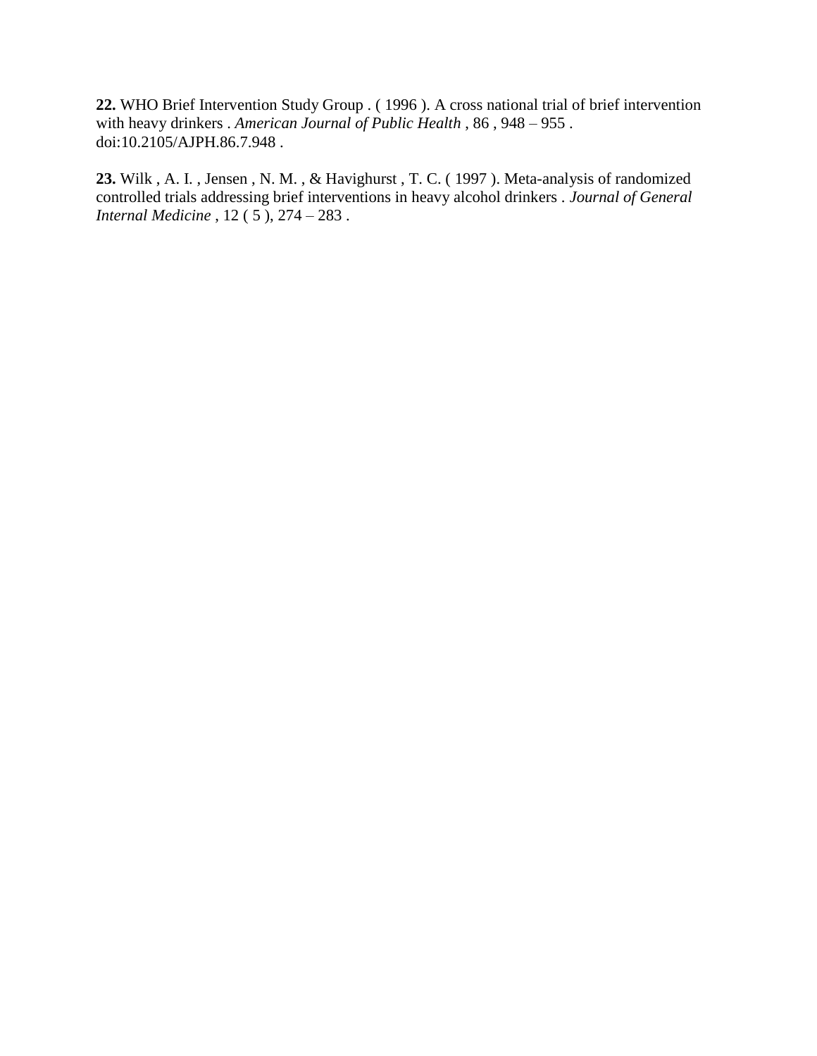**22.** WHO Brief Intervention Study Group . ( 1996 ). A cross national trial of brief intervention with heavy drinkers . *American Journal of Public Health* , 86 , 948 – 955 . doi:10.2105/AJPH.86.7.948 .

**23.** Wilk , A. I. , Jensen , N. M. , & Havighurst , T. C. ( 1997 ). Meta-analysis of randomized controlled trials addressing brief interventions in heavy alcohol drinkers . *Journal of General Internal Medicine* , 12 ( 5 ), 274 – 283 .